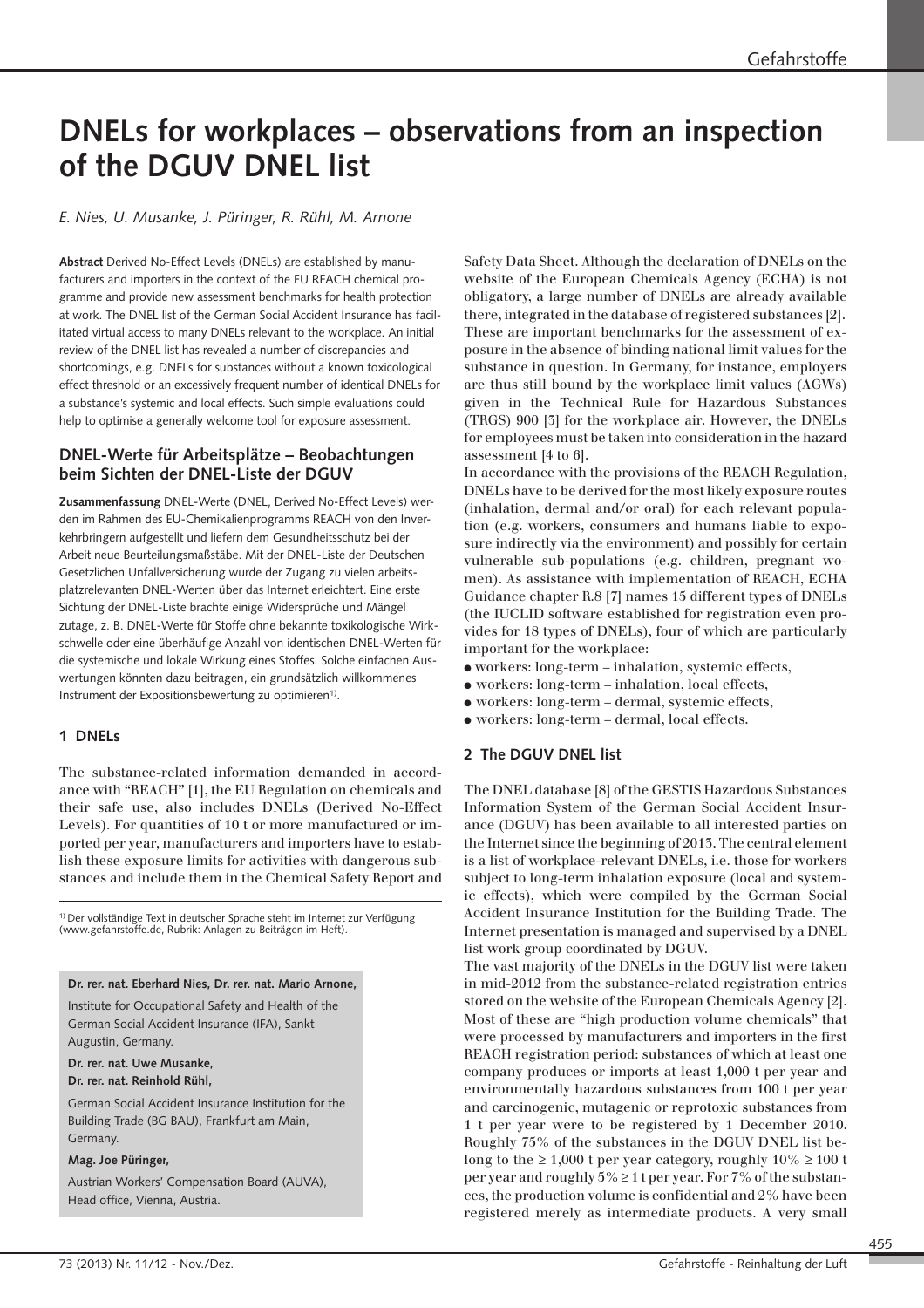# DNELs for workplaces – observations from an inspection of the DGUV DNEL list

*E. Nies, U. Musanke, J. Püringer, R. Rühl, M. Arnone*

**Abstract** Derived No-Effect Levels (DNELs) are established by manufacturers and importers in the context of the EU REACH chemical programme and provide new assessment benchmarks for health protection at work. The DNEL list of the German Social Accident Insurance has facilitated virtual access to many DNELs relevant to the workplace. An initial review of the DNEL list has revealed a number of discrepancies and shortcomings, e.g. DNELs for substances without a known toxicological effect threshold or an excessively frequent number of identical DNELs for a substance's systemic and local effects. Such simple evaluations could help to optimise a generally welcome tool for exposure assessment.

## DNEL-Werte für Arbeitsplätze – Beobachtungen beim Sichten der DNEL-Liste der DGUV

**Zusammenfassung** DNEL-Werte (DNEL, Derived No-Effect Levels) werden im Rahmen des EU-Chemikalienprogramms REACH von den Inverkehrbringern aufgestellt und liefern dem Gesundheitsschutz bei der Arbeit neue Beurteilungsmaßstäbe. Mit der DNEL-Liste der Deutschen Gesetzlichen Unfallversicherung wurde der Zugang zu vielen arbeitsplatzrelevanten DNEL-Werten über das Internet erleichtert. Eine erste Sichtung der DNEL-Liste brachte einige Widersprüche und Mängel zutage, z. B. DNEL-Werte für Stoffe ohne bekannte toxikologische Wirkschwelle oder eine überhäufige Anzahl von identischen DNEL-Werten für die systemische und lokale Wirkung eines Stoffes. Solche einfachen Auswertungen könnten dazu beitragen, ein grundsätzlich willkommenes Instrument der Expositionsbewertung zu optimieren[1].

## 1 DNELs

The substance-related information demanded in accordance with "REACH" [1], the EU Regulation on chemicals and their safe use, also includes DNELs (Derived No-Effect Levels). For quantities of 10 t or more manufactured or imported per year, manufacturers and importers have to establish these exposure limits for activities with dangerous substances and include them in the Chemical Safety Report and Safety Data Sheet. Although the declaration of DNELs on the website of the European Chemicals Agency (ECHA) is not obligatory, a large number of DNELs are already available there, integrated in the database of registered substances [2]. These are important benchmarks for the assessment of exposure in the absence of binding national limit values for the substance in question. In Germany, for instance, employers are thus still bound by the workplace limit values (AGWs) given in the Technical Rule for Hazardous Substances (TRGS) 900 [3] for the workplace air. However, the DNELs for employees must be taken into consideration in the hazard assessment [4 to 6].

In accordance with the provisions of the REACH Regulation, DNELs have to be derived for the most likely exposure routes (inhalation, dermal and/or oral) for each relevant population (e.g. workers, consumers and humans liable to exposure indirectly via the environment) and possibly for certain vulnerable sub-populations (e.g. children, pregnant women). As assistance with implementation of REACH, ECHA Guidance chapter R.8 [7] names 15 different types of DNELs (the IUCLID software established for registration even provides for 18 types of DNELs), four of which are particularly important for the workplace:

- workers: long-term – inhalation, systemic effects,
- workers: long-term – inhalation, local effects,
- workers: long-term – dermal, systemic effects,
- workers: long-term – dermal, local effects.

## 2 The DGUV DNEL list

The DNEL database [8] of the GESTIS Hazardous Substances Information System of the German Social Accident Insurance (DGUV) has been available to all interested parties on the Internet since the beginning of 2013. The central element is a list of workplace-relevant DNELs, i.e. those for workers subject to long-term inhalation exposure (local and systemic effects), which were compiled by the German Social Accident Insurance Institution for the Building Trade. The Internet presentation is managed and supervised by a DNEL list work group coordinated by DGUV.

The vast majority of the DNELs in the DGUV list were taken in mid-2012 from the substance-related registration entries stored on the website of the European Chemicals Agency [2]. Most of these are "high production volume chemicals" that were processed by manufacturers and importers in the first REACH registration period: substances of which at least one company produces or imports at least 1,000 t per year and environmentally hazardous substances from 100 t per year and carcinogenic, mutagenic or reprotoxic substances from 1 t per year were to be registered by 1 December 2010. Roughly 75% of the substances in the DGUV DNEL list belong to the ≥ 1,000 t per year category, roughly 10% ≥ 100 t per year and roughly 5% ≥ 1 t per year. For 7% of the substances, the production volume is confidential and 2% have been registered merely as intermediate products. A very small

[1] Der vollständige Text in deutscher Sprache steht im Internet zur Verfügung (www.gefahrstoffe.de, Rubrik: Anlagen zu Beiträgen im Heft).

**Dr. rer. nat. Eberhard Nies, Dr. rer. nat. Mario Arnone,**

Institute for Occupational Safety and Health of the German Social Accident Insurance (IFA), Sankt Augustin, Germany.

**Dr. rer. nat. Uwe Musanke,**
**Dr. rer. nat. Reinhold Rühl,**

German Social Accident Insurance Institution for the Building Trade (BG BAU), Frankfurt am Main, Germany.

**Mag. Joe Püringer,**

Austrian Workers' Compensation Board (AUVA), Head office, Vienna, Austria.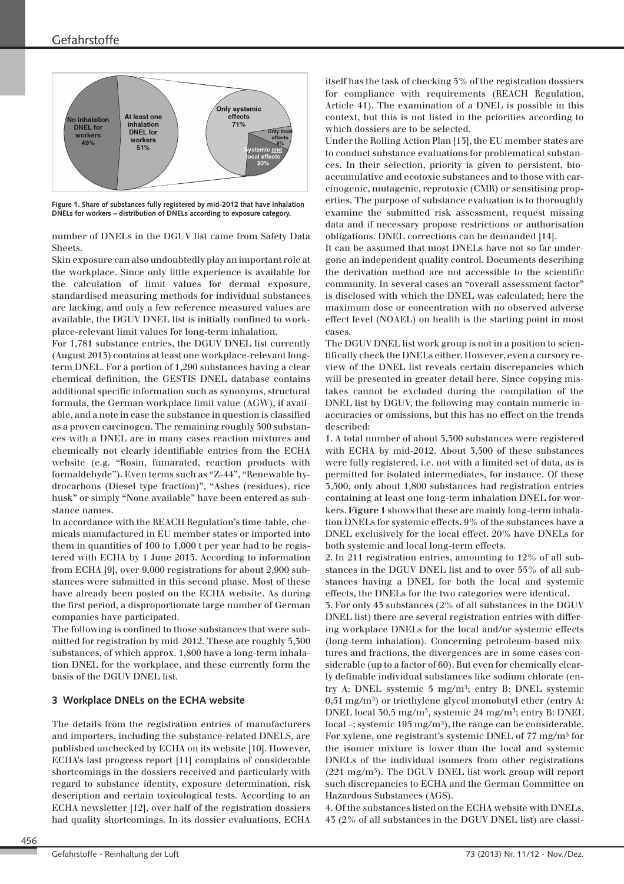Figure 1. Share of substances fully registered by mid-2012 that have inhalation DNELs for workers – distribution of DNELs according to exposure category.

number of DNELs in the DGUV list came from Safety Data Sheets.

Skin exposure can also undoubtedly play an important role at the workplace. Since only little experience is available for the calculation of limit values for dermal exposure, standardised measuring methods for individual substances are lacking, and only a few reference measured values are available, the DGUV DNEL list is initially confined to workplace-relevant limit values for long-term inhalation.

For 1,781 substance entries, the DGUV DNEL list currently (August 2013) contains at least one workplace-relevant long-term DNEL. For a portion of 1,290 substances having a clear chemical definition, the GESTIS DNEL database contains additional specific information such as synonyms, structural formula, the German workplace limit value (AGW), if available, and a note in case the substance in question is classified as a proven carcinogen. The remaining roughly 500 substances with a DNEL are in many cases reaction mixtures and chemically not clearly identifiable entries from the ECHA website (e.g. "Rosin, fumarated, reaction products with formaldehyde"). Even terms such as "Z-44", "Renewable hydrocarbons (Diesel type fraction)", "Ashes (residues), rice husk" or simply "None available" have been entered as substance names.

In accordance with the REACH Regulation's time-table, chemicals manufactured in EU member states or imported into them in quantities of 100 to 1,000 t per year had to be registered with ECHA by 1 June 2013. According to information from ECHA [9], over 9,000 registrations for about 2,900 substances were submitted in this second phase. Most of these have already been posted on the ECHA website. As during the first period, a disproportionate large number of German companies have participated.

The following is confined to those substances that were submitted for registration by mid-2012. These are roughly 3,300 substances, of which approx. 1,800 have a long-term inhalation DNEL for the workplace, and these currently form the basis of the DGUV DNEL list.

## 3 Workplace DNELs on the ECHA website

The details from the registration entries of manufacturers and importers, including the substance-related DNELS, are published unchecked by ECHA on its website [10]. However, ECHA's last progress report [11] complains of considerable shortcomings in the dossiers received and particularly with regard to substance identity, exposure determination, risk description and certain toxicological tests. According to an ECHA newsletter [12], over half of the registration dossiers had quality shortcomings. In its dossier evaluations, ECHA itself has the task of checking 5% of the registration dossiers for compliance with requirements (REACH Regulation, Article 41). The examination of a DNEL is possible in this context, but this is not listed in the priorities according to which dossiers are to be selected.

Under the Rolling Action Plan [13], the EU member states are to conduct substance evaluations for problematical substances. In their selection, priority is given to persistent, bioaccumulative and ecotoxic substances and to those with carcinogenic, mutagenic, reprotoxic (CMR) or sensitising properties. The purpose of substance evaluation is to thoroughly examine the submitted risk assessment, request missing data and if necessary propose restrictions or authorisation obligations. DNEL corrections can be demanded [14].

It can be assumed that most DNELs have not so far undergone an independent quality control. Documents describing the derivation method are not accessible to the scientific community. In several cases an "overall assessment factor" is disclosed with which the DNEL was calculated; here the maximum dose or concentration with no observed adverse effect level (NOAEL) on health is the starting point in most cases.

The DGUV DNEL list work group is not in a position to scientifically check the DNELs either. However, even a cursory review of the DNEL list reveals certain discrepancies which will be presented in greater detail here. Since copying mistakes cannot be excluded during the compilation of the DNEL list by DGUV, the following may contain numeric inaccuracies or omissions, but this has no effect on the trends described:

1. A total number of about 5,300 substances were registered with ECHA by mid-2012. About 3,300 of these substances were fully registered, i.e. not with a limited set of data, as is permitted for isolated intermediates, for instance. Of these 3,300, only about 1,800 substances had registration entries containing at least one long-term inhalation DNEL for workers. **Figure 1** shows that these are mainly long-term inhalation DNELs for systemic effects. 9% of the substances have a DNEL exclusively for the local effect. 20% have DNELs for both systemic and local long-term effects.

2. In 211 registration entries, amounting to 12% of all substances in the DGUV DNEL list and to over 55% of all substances having a DNEL for both the local and systemic effects, the DNELs for the two categories were identical.

3. For only 43 substances (2% of all substances in the DGUV DNEL list) there are several registration entries with differing workplace DNELs for the local and/or systemic effects (long-term inhalation). Concerning petroleum-based mixtures and fractions, the divergences are in some cases considerable (up to a factor of 60). But even for chemically clearly definable individual substances like sodium chlorate (entry A: DNEL systemic 5 mg/m³; entry B: DNEL systemic 0,51 mg/m³) or triethylene glycol monobutyl ether (entry A: DNEL local 30,5 mg/m³, systemic 24 mg/m³; entry B: DNEL local –; systemic 195 mg/m³), the range can be considerable. For xylene, one registrant's systemic DNEL of 77 mg/m³ for the isomer mixture is lower than the local and systemic DNELs of the individual isomers from other registrations (221 mg/m³). The DGUV DNEL list work group will report such discrepancies to ECHA and the German Committee on Hazardous Substances (AGS).

4. Of the substances listed on the ECHA website with DNELs, 43 (2% of all substances in the DGUV DNEL list) are classi-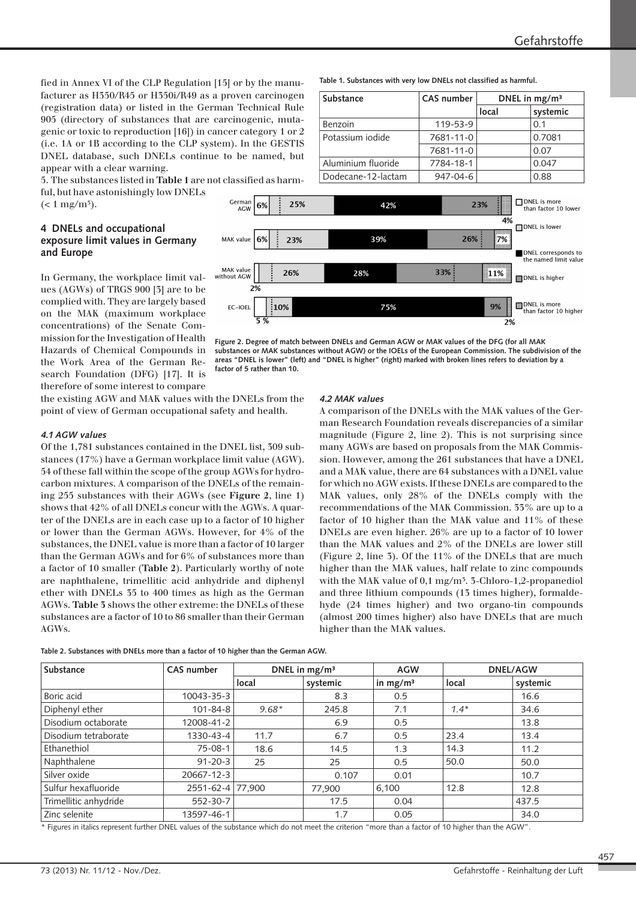fied in Annex VI of the CLP Regulation [15] or by the manufacturer as H350/R45 or H350i/R49 as a proven carcinogen (registration data) or listed in the German Technical Rule 905 (directory of substances that are carcinogenic, mutagenic or toxic to reproduction [16]) in cancer category 1 or 2 (i.e. 1A or 1B according to the CLP system). In the GESTIS DNEL database, such DNELs continue to be named, but appear with a clear warning.

5. The substances listed in **Table 1** are not classified as harmful, but have astonishingly low DNELs (< 1 mg/m³).

**Table 1. Substances with very low DNELs not classified as harmful.**

| Substance | CAS number | DNEL in mg/m³ | |
|---|---|---|---|
| | | local | systemic |
| Benzoin | 119-53-9 | | 0.1 |
| Potassium iodide | 7681-11-0 | | 0.7081 |
| | 7681-11-0 | | 0.07 |
| Aluminium fluoride | 7784-18-1 | | 0.047 |
| Dodecane-12-lactam | 947-04-6 | | 0.88 |

## 4 DNELs and occupational exposure limit values in Germany and Europe

In Germany, the workplace limit values (AGWs) of TRGS 900 [3] are to be complied with. They are largely based on the MAK (maximum workplace concentrations) of the Senate Commission for the Investigation of Health Hazards of Chemical Compounds in the Work Area of the German Research Foundation (DFG) [17]. It is therefore of some interest to compare the existing AGW and MAK values with the DNELs from the point of view of German occupational safety and health.

Figure 2. Degree of match between DNELs and German AGW or MAK values of the DFG (for all MAK substances or MAK substances without AGW) or the IOELs of the European Commission. The subdivision of the areas "DNEL is lower" (left) and "DNEL is higher" (right) marked with broken lines refers to deviation by a factor of 5 rather than 10.

### *4.1 AGW values*

Of the 1,781 substances contained in the DNEL list, 309 substances (17%) have a German workplace limit value (AGW). 54 of these fall within the scope of the group AGWs for hydrocarbon mixtures. A comparison of the DNELs of the remaining 255 substances with their AGWs (see **Figure 2**, line 1) shows that 42% of all DNELs concur with the AGWs. A quarter of the DNELs are in each case up to a factor of 10 higher or lower than the German AGWs. However, for 4% of the substances, the DNEL value is more than a factor of 10 larger than the German AGWs and for 6% of substances more than a factor of 10 smaller (**Table 2**). Particularly worthy of note are naphthalene, trimellitic acid anhydride and diphenyl ether with DNELs 35 to 400 times as high as the German AGWs. **Table 3** shows the other extreme: the DNELs of these substances are a factor of 10 to 86 smaller than their German AGWs.

### *4.2 MAK values*

A comparison of the DNELs with the MAK values of the German Research Foundation reveals discrepancies of a similar magnitude (Figure 2, line 2). This is not surprising since many AGWs are based on proposals from the MAK Commission. However, among the 261 substances that have a DNEL and a MAK value, there are 64 substances with a DNEL value for which no AGW exists. If these DNELs are compared to the MAK values, only 28% of the DNELs comply with the recommendations of the MAK Commission. 33% are up to a factor of 10 higher than the MAK value and 11% of these DNELs are even higher. 26% are up to a factor of 10 lower than the MAK values and 2% of the DNELs are lower still (Figure 2, line 3). Of the 11% of the DNELs that are much higher than the MAK values, half relate to zinc compounds with the MAK value of 0,1 mg/m³. 3-Chloro-1,2-propanediol and three lithium compounds (13 times higher), formaldehyde (24 times higher) and two organo-tin compounds (almost 200 times higher) also have DNELs that are much higher than the MAK values.

**Table 2. Substances with DNELs more than a factor of 10 higher than the German AGW.**

| Substance | CAS number | DNEL in mg/m³ | | AGW | DNEL/AGW | |
|---|---|---|---|---|---|---|
| | | local | systemic | in mg/m³ | local | systemic |
| Boric acid | 10043-35-3 | | 8.3 | 0.5 | | 16.6 |
| Diphenyl ether | 101-84-8 | *9.68\** | 245.8 | 7.1 | *1.4\** | 34.6 |
| Disodium octaborate | 12008-41-2 | | 6.9 | 0.5 | | 13.8 |
| Disodium tetraborate | 1330-43-4 | 11.7 | 6.7 | 0.5 | 23.4 | 13.4 |
| Ethanethiol | 75-08-1 | 18.6 | 14.5 | 1.3 | 14.3 | 11.2 |
| Naphthalene | 91-20-3 | 25 | 25 | 0.5 | 50.0 | 50.0 |
| Silver oxide | 20667-12-3 | | 0.107 | 0.01 | | 10.7 |
| Sulfur hexafluoride | 2551-62-4 | 77,900 | 77,900 | 6,100 | 12.8 | 12.8 |
| Trimellitic anhydride | 552-30-7 | | 17.5 | 0.04 | | 437.5 |
| Zinc selenite | 13597-46-1 | | 1.7 | 0.05 | | 34.0 |

\* Figures in italics represent further DNEL values of the substance which do not meet the criterion "more than a factor of 10 higher than the AGW".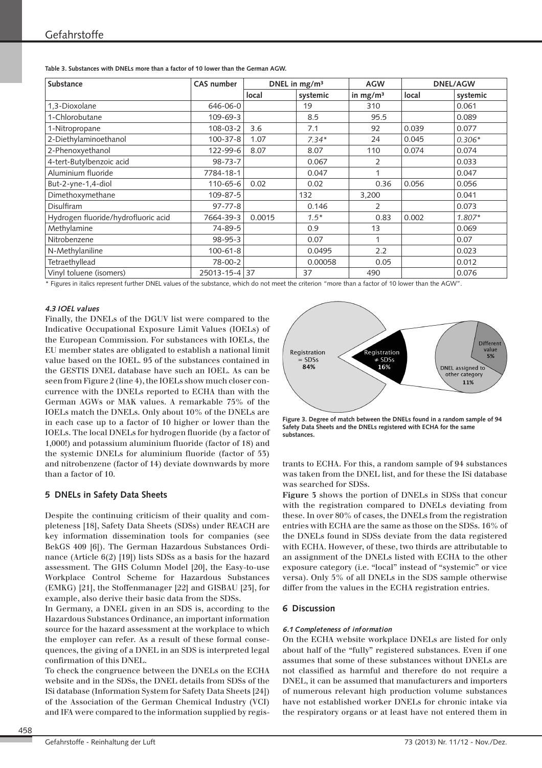**Table 3. Substances with DNELs more than a factor of 10 lower than the German AGW.**

| Substance | CAS number | DNEL in mg/m³ | | AGW | DNEL/AGW | |
|---|---|---|---|---|---|---|
| | | local | systemic | in mg/m³ | local | systemic |
| 1,3-Dioxolane | 646-06-0 | | 19 | 310 | | 0.061 |
| 1-Chlorobutane | 109-69-3 | | 8.5 | 95.5 | | 0.089 |
| 1-Nitropropane | 108-03-2 | 3.6 | 7.1 | 92 | 0.039 | 0.077 |
| 2-Diethylaminoethanol | 100-37-8 | 1.07 | *7.34** | 24 | 0.045 | *0.306** |
| 2-Phenoxyethanol | 122-99-6 | 8.07 | 8.07 | 110 | 0.074 | 0.074 |
| 4-tert-Butylbenzoic acid | 98-73-7 | | 0.067 | 2 | | 0.033 |
| Aluminium fluoride | 7784-18-1 | | 0.047 | 1 | | 0.047 |
| But-2-yne-1,4-diol | 110-65-6 | 0.02 | 0.02 | 0.36 | 0.056 | 0.056 |
| Dimethoxymethane | 109-87-5 | | 132 | 3,200 | | 0.041 |
| Disulfiram | 97-77-8 | | 0.146 | 2 | | 0.073 |
| Hydrogen fluoride/hydrofluoric acid | 7664-39-3 | 0.0015 | *1.5** | 0.83 | 0.002 | *1.807** |
| Methylamine | 74-89-5 | | 0.9 | 13 | | 0.069 |
| Nitrobenzene | 98-95-3 | | 0.07 | 1 | | 0.07 |
| N-Methylaniline | 100-61-8 | | 0.0495 | 2.2 | | 0.023 |
| Tetraethyllead | 78-00-2 | | 0.00058 | 0.05 | | 0.012 |
| Vinyl toluene (isomers) | 25013-15-4 | 37 | 37 | 490 | | 0.076 |

\* Figures in italics represent further DNEL values of the substance, which do not meet the criterion "more than a factor of 10 lower than the AGW".

#### *4.3 IOEL values*

Finally, the DNELs of the DGUV list were compared to the Indicative Occupational Exposure Limit Values (IOELs) of the European Commission. For substances with IOELs, the EU member states are obligated to establish a national limit value based on the IOEL. 95 of the substances contained in the GESTIS DNEL database have such an IOEL. As can be seen from Figure 2 (line 4), the IOELs show much closer concurrence with the DNELs reported to ECHA than with the German AGWs or MAK values. A remarkable 75% of the IOELs match the DNELs. Only about 10% of the DNELs are in each case up to a factor of 10 higher or lower than the IOELs. The local DNELs for hydrogen fluoride (by a factor of 1,000!) and potassium aluminium fluoride (factor of 18) and the systemic DNELs for aluminium fluoride (factor of 53) and nitrobenzene (factor of 14) deviate downwards by more than a factor of 10.

## 5 DNELs in Safety Data Sheets

Despite the continuing criticism of their quality and completeness [18], Safety Data Sheets (SDSs) under REACH are key information dissemination tools for companies (see BekGS 409 [6]). The German Hazardous Substances Ordinance (Article 6(2) [19]) lists SDSs as a basis for the hazard assessment. The GHS Column Model [20], the Easy-to-use Workplace Control Scheme for Hazardous Substances (EMKG) [21], the Stoffenmanager [22] and GISBAU [23], for example, also derive their basic data from the SDSs.

In Germany, a DNEL given in an SDS is, according to the Hazardous Substances Ordinance, an important information source for the hazard assessment at the workplace to which the employer can refer. As a result of these formal consequences, the giving of a DNEL in an SDS is interpreted legal confirmation of this DNEL.

To check the congruence between the DNELs on the ECHA website and in the SDSs, the DNEL details from SDSs of the ISi database (Information System for Safety Data Sheets [24]) of the Association of the German Chemical Industry (VCI) and IFA were compared to the information supplied by registrants to ECHA. For this, a random sample of 94 substances was taken from the DNEL list, and for these the ISi database was searched for SDSs.

Figure 3. Degree of match between the DNELs found in a random sample of 94 Safety Data Sheets and the DNELs registered with ECHA for the same substances.

**Figure 3** shows the portion of DNELs in SDSs that concur with the registration compared to DNELs deviating from these. In over 80% of cases, the DNELs from the registration entries with ECHA are the same as those on the SDSs. 16% of the DNELs found in SDSs deviate from the data registered with ECHA. However, of these, two thirds are attributable to an assignment of the DNELs listed with ECHA to the other exposure category (i.e. "local" instead of "systemic" or vice versa). Only 5% of all DNELs in the SDS sample otherwise differ from the values in the ECHA registration entries.

## 6 Discussion

#### *6.1 Completeness of information*

On the ECHA website workplace DNELs are listed for only about half of the "fully" registered substances. Even if one assumes that some of these substances without DNELs are not classified as harmful and therefore do not require a DNEL, it can be assumed that manufacturers and importers of numerous relevant high production volume substances have not established worker DNELs for chronic intake via the respiratory organs or at least have not entered them in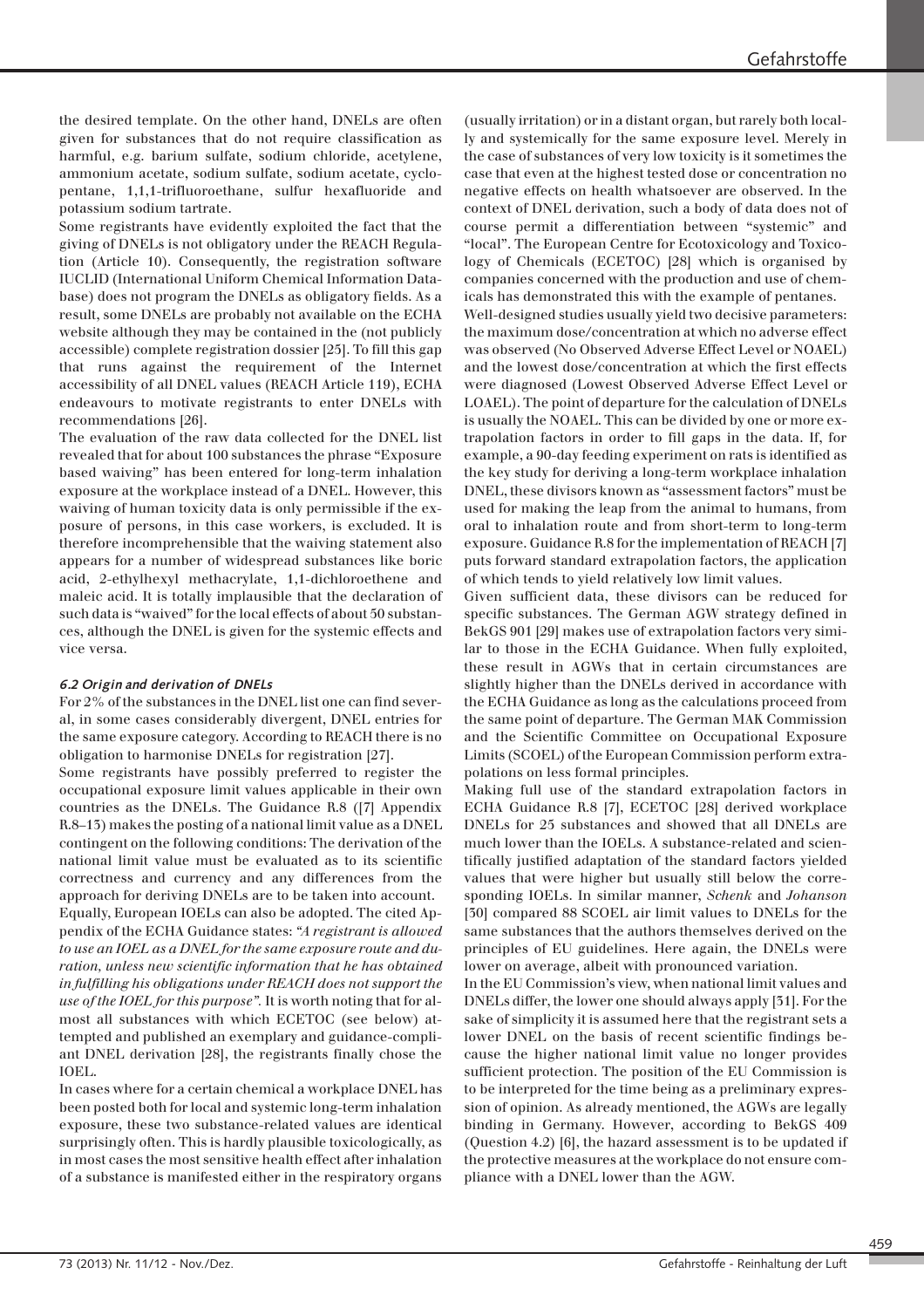the desired template. On the other hand, DNELs are often given for substances that do not require classification as harmful, e.g. barium sulfate, sodium chloride, acetylene, ammonium acetate, sodium sulfate, sodium acetate, cyclopentane, 1,1,1-trifluoroethane, sulfur hexafluoride and potassium sodium tartrate.

Some registrants have evidently exploited the fact that the giving of DNELs is not obligatory under the REACH Regulation (Article 10). Consequently, the registration software IUCLID (International Uniform Chemical Information Database) does not program the DNELs as obligatory fields. As a result, some DNELs are probably not available on the ECHA website although they may be contained in the (not publicly accessible) complete registration dossier [25]. To fill this gap that runs against the requirement of the Internet accessibility of all DNEL values (REACH Article 119), ECHA endeavours to motivate registrants to enter DNELs with recommendations [26].

The evaluation of the raw data collected for the DNEL list revealed that for about 100 substances the phrase "Exposure based waiving" has been entered for long-term inhalation exposure at the workplace instead of a DNEL. However, this waiving of human toxicity data is only permissible if the exposure of persons, in this case workers, is excluded. It is therefore incomprehensible that the waiving statement also appears for a number of widespread substances like boric acid, 2-ethylhexyl methacrylate, 1,1-dichloroethene and maleic acid. It is totally implausible that the declaration of such data is "waived" for the local effects of about 50 substances, although the DNEL is given for the systemic effects and vice versa.

### 6.2 Origin and derivation of DNELs

For 2% of the substances in the DNEL list one can find several, in some cases considerably divergent, DNEL entries for the same exposure category. According to REACH there is no obligation to harmonise DNELs for registration [27].

Some registrants have possibly preferred to register the occupational exposure limit values applicable in their own countries as the DNELs. The Guidance R.8 ([7] Appendix R.8–13) makes the posting of a national limit value as a DNEL contingent on the following conditions: The derivation of the national limit value must be evaluated as to its scientific correctness and currency and any differences from the approach for deriving DNELs are to be taken into account.

Equally, European IOELs can also be adopted. The cited Appendix of the ECHA Guidance states: *"A registrant is allowed to use an IOEL as a DNEL for the same exposure route and duration, unless new scientific information that he has obtained in fulfilling his obligations under REACH does not support the use of the IOEL for this purpose".* It is worth noting that for almost all substances with which ECETOC (see below) attempted and published an exemplary and guidance-compliant DNEL derivation [28], the registrants finally chose the IOEL.

In cases where for a certain chemical a workplace DNEL has been posted both for local and systemic long-term inhalation exposure, these two substance-related values are identical surprisingly often. This is hardly plausible toxicologically, as in most cases the most sensitive health effect after inhalation of a substance is manifested either in the respiratory organs (usually irritation) or in a distant organ, but rarely both locally and systemically for the same exposure level. Merely in the case of substances of very low toxicity is it sometimes the case that even at the highest tested dose or concentration no negative effects on health whatsoever are observed. In the context of DNEL derivation, such a body of data does not of course permit a differentiation between "systemic" and "local". The European Centre for Ecotoxicology and Toxicology of Chemicals (ECETOC) [28] which is organised by companies concerned with the production and use of chemicals has demonstrated this with the example of pentanes.

Well-designed studies usually yield two decisive parameters: the maximum dose/concentration at which no adverse effect was observed (No Observed Adverse Effect Level or NOAEL) and the lowest dose/concentration at which the first effects were diagnosed (Lowest Observed Adverse Effect Level or LOAEL). The point of departure for the calculation of DNELs is usually the NOAEL. This can be divided by one or more extrapolation factors in order to fill gaps in the data. If, for example, a 90-day feeding experiment on rats is identified as the key study for deriving a long-term workplace inhalation DNEL, these divisors known as "assessment factors" must be used for making the leap from the animal to humans, from oral to inhalation route and from short-term to long-term exposure. Guidance R.8 for the implementation of REACH [7] puts forward standard extrapolation factors, the application of which tends to yield relatively low limit values.

Given sufficient data, these divisors can be reduced for specific substances. The German AGW strategy defined in BekGS 901 [29] makes use of extrapolation factors very similar to those in the ECHA Guidance. When fully exploited, these result in AGWs that in certain circumstances are slightly higher than the DNELs derived in accordance with the ECHA Guidance as long as the calculations proceed from the same point of departure. The German MAK Commission and the Scientific Committee on Occupational Exposure Limits (SCOEL) of the European Commission perform extrapolations on less formal principles.

Making full use of the standard extrapolation factors in ECHA Guidance R.8 [7], ECETOC [28] derived workplace DNELs for 25 substances and showed that all DNELs are much lower than the IOELs. A substance-related and scientifically justified adaptation of the standard factors yielded values that were higher but usually still below the corresponding IOELs. In similar manner, *Schenk* and *Johanson* [30] compared 88 SCOEL air limit values to DNELs for the same substances that the authors themselves derived on the principles of EU guidelines. Here again, the DNELs were lower on average, albeit with pronounced variation.

In the EU Commission's view, when national limit values and DNELs differ, the lower one should always apply [31]. For the sake of simplicity it is assumed here that the registrant sets a lower DNEL on the basis of recent scientific findings because the higher national limit value no longer provides sufficient protection. The position of the EU Commission is to be interpreted for the time being as a preliminary expression of opinion. As already mentioned, the AGWs are legally binding in Germany. However, according to BekGS 409 (Question 4.2) [6], the hazard assessment is to be updated if the protective measures at the workplace do not ensure compliance with a DNEL lower than the AGW.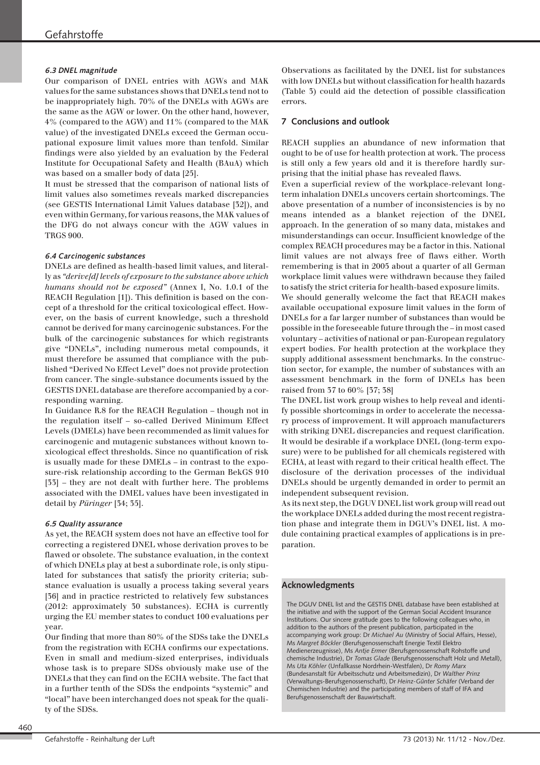### 6.3 DNEL magnitude

Our comparison of DNEL entries with AGWs and MAK values for the same substances shows that DNELs tend not to be inappropriately high. 70% of the DNELs with AGWs are the same as the AGW or lower. On the other hand, however, 4% (compared to the AGW) and 11% (compared to the MAK value) of the investigated DNELs exceed the German occupational exposure limit values more than tenfold. Similar findings were also yielded by an evaluation by the Federal Institute for Occupational Safety and Health (BAuA) which was based on a smaller body of data [25].

It must be stressed that the comparison of national lists of limit values also sometimes reveals marked discrepancies (see GESTIS International Limit Values database [32]), and even within Germany, for various reasons, the MAK values of the DFG do not always concur with the AGW values in TRGS 900.

### 6.4 Carcinogenic substances

DNELs are defined as health-based limit values, and literally as *"derive[d] levels of exposure to the substance above which humans should not be exposed"* (Annex I, No. 1.0.1 of the REACH Regulation [1]). This definition is based on the concept of a threshold for the critical toxicological effect. However, on the basis of current knowledge, such a threshold cannot be derived for many carcinogenic substances. For the bulk of the carcinogenic substances for which registrants give "DNELs", including numerous metal compounds, it must therefore be assumed that compliance with the published "Derived No Effect Level" does not provide protection from cancer. The single-substance documents issued by the GESTIS DNEL database are therefore accompanied by a corresponding warning.

In Guidance R.8 for the REACH Regulation – though not in the regulation itself – so-called Derived Minimum Effect Levels (DMELs) have been recommended as limit values for carcinogenic and mutagenic substances without known toxicological effect thresholds. Since no quantification of risk is usually made for these DMELs – in contrast to the exposure-risk relationship according to the German BekGS 910 [33] – they are not dealt with further here. The problems associated with the DMEL values have been investigated in detail by *Püringer* [34; 35].

### 6.5 Quality assurance

As yet, the REACH system does not have an effective tool for correcting a registered DNEL whose derivation proves to be flawed or obsolete. The substance evaluation, in the context of which DNELs play at best a subordinate role, is only stipulated for substances that satisfy the priority criteria; substance evaluation is usually a process taking several years [36] and in practice restricted to relatively few substances (2012: approximately 30 substances). ECHA is currently urging the EU member states to conduct 100 evaluations per year.

Our finding that more than 80% of the SDSs take the DNELs from the registration with ECHA confirms our expectations. Even in small and medium-sized enterprises, individuals whose task is to prepare SDSs obviously make use of the DNELs that they can find on the ECHA website. The fact that in a further tenth of the SDSs the endpoints "systemic" and "local" have been interchanged does not speak for the quality of the SDSs.

Observations as facilitated by the DNEL list for substances with low DNELs but without classification for health hazards (Table 3) could aid the detection of possible classification errors.

## 7 Conclusions and outlook

REACH supplies an abundance of new information that ought to be of use for health protection at work. The process is still only a few years old and it is therefore hardly surprising that the initial phase has revealed flaws.

Even a superficial review of the workplace-relevant long-term inhalation DNELs uncovers certain shortcomings. The above presentation of a number of inconsistencies is by no means intended as a blanket rejection of the DNEL approach. In the generation of so many data, mistakes and misunderstandings can occur. Insufficient knowledge of the complex REACH procedures may be a factor in this. National limit values are not always free of flaws either. Worth remembering is that in 2005 about a quarter of all German workplace limit values were withdrawn because they failed to satisfy the strict criteria for health-based exposure limits.

We should generally welcome the fact that REACH makes available occupational exposure limit values in the form of DNELs for a far larger number of substances than would be possible in the foreseeable future through the – in most cased voluntary – activities of national or pan-European regulatory expert bodies. For health protection at the workplace they supply additional assessment benchmarks. In the construction sector, for example, the number of substances with an assessment benchmark in the form of DNELs has been raised from 37 to 60% [37; 38]

The DNEL list work group wishes to help reveal and identify possible shortcomings in order to accelerate the necessary process of improvement. It will approach manufacturers with striking DNEL discrepancies and request clarification. It would be desirable if a workplace DNEL (long-term exposure) were to be published for all chemicals registered with ECHA, at least with regard to their critical health effect. The disclosure of the derivation processes of the individual DNELs should be urgently demanded in order to permit an independent subsequent revision.

As its next step, the DGUV DNEL list work group will read out the workplace DNELs added during the most recent registration phase and integrate them in DGUV's DNEL list. A module containing practical examples of applications is in preparation.

## Acknowledgments

The DGUV DNEL list and the GESTIS DNEL database have been established at the initiative and with the support of the German Social Accident Insurance Institutions. Our sincere gratitude goes to the following colleagues who, in addition to the authors of the present publication, participated in the accompanying work group: Dr *Michael Au* (Ministry of Social Affairs, Hesse), Ms *Margret Böckler* (Berufsgenossenschaft Energie Textil Elektro Medienerzeugnisse), Ms *Antje Ermer* (Berufsgenossenschaft Rohstoffe und chemische Industrie), Dr *Tomas Glade* (Berufsgenossenschaft Holz und Metall), Ms *Uta Köhler* (Unfallkasse Nordrhein-Westfalen), Dr *Romy Marx* (Bundesanstalt für Arbeitsschutz und Arbeitsmedizin), Dr *Walther Prinz* (Verwaltungs-Berufsgenossenschaft), Dr *Heinz-Günter Schäfer* (Verband der Chemischen Industrie) and the participating members of staff of IFA and Berufsgenossenschaft der Bauwirtschaft.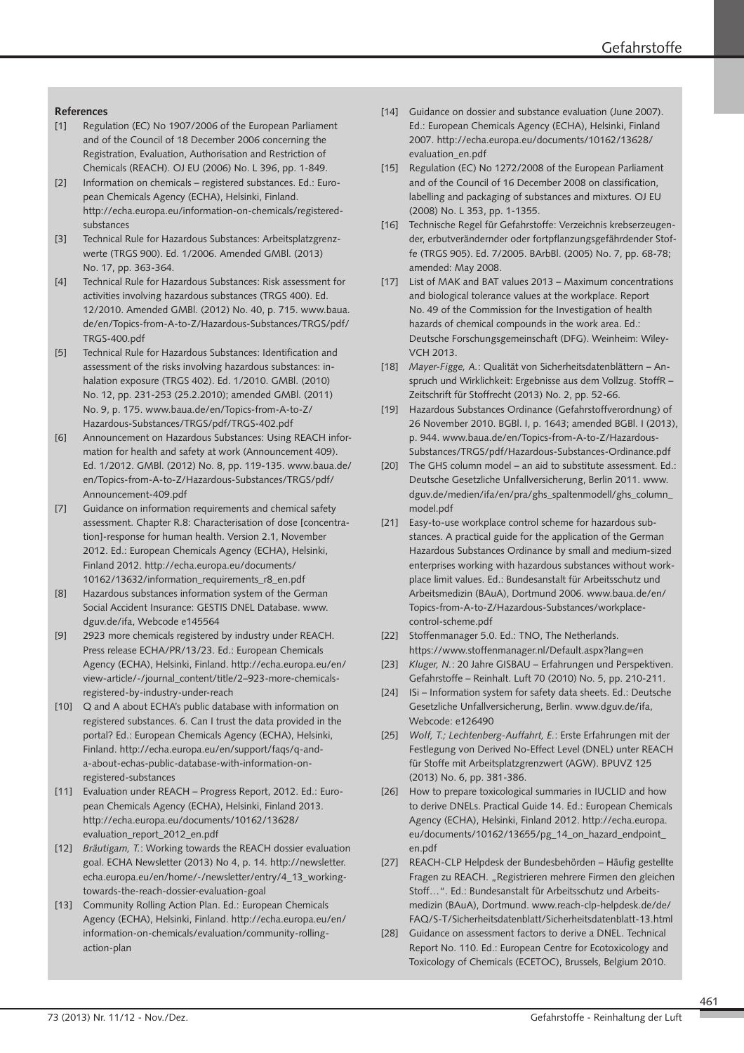**References**

[1] Regulation (EC) No 1907/2006 of the European Parliament and of the Council of 18 December 2006 concerning the Registration, Evaluation, Authorisation and Restriction of Chemicals (REACH). OJ EU (2006) No. L 396, pp. 1-849.

[2] Information on chemicals – registered substances. Ed.: European Chemicals Agency (ECHA), Helsinki, Finland. http://echa.europa.eu/information-on-chemicals/registered-substances

[3] Technical Rule for Hazardous Substances: Arbeitsplatzgrenzwerte (TRGS 900). Ed. 1/2006. Amended GMBl. (2013) No. 17, pp. 363-364.

[4] Technical Rule for Hazardous Substances: Risk assessment for activities involving hazardous substances (TRGS 400). Ed. 12/2010. Amended GMBl. (2012) No. 40, p. 715. www.baua.de/en/Topics-from-A-to-Z/Hazardous-Substances/TRGS/pdf/TRGS-400.pdf

[5] Technical Rule for Hazardous Substances: Identification and assessment of the risks involving hazardous substances: inhalation exposure (TRGS 402). Ed. 1/2010. GMBl. (2010) No. 12, pp. 231-253 (25.2.2010); amended GMBl. (2011) No. 9, p. 175. www.baua.de/en/Topics-from-A-to-Z/Hazardous-Substances/TRGS/pdf/TRGS-402.pdf

[6] Announcement on Hazardous Substances: Using REACH information for health and safety at work (Announcement 409). Ed. 1/2012. GMBl. (2012) No. 8, pp. 119-135. www.baua.de/en/Topics-from-A-to-Z/Hazardous-Substances/TRGS/pdf/Announcement-409.pdf

[7] Guidance on information requirements and chemical safety assessment. Chapter R.8: Characterisation of dose [concentration]-response for human health. Version 2.1, November 2012. Ed.: European Chemicals Agency (ECHA), Helsinki, Finland 2012. http://echa.europa.eu/documents/10162/13632/information_requirements_r8_en.pdf

[8] Hazardous substances information system of the German Social Accident Insurance: GESTIS DNEL Database. www.dguv.de/ifa, Webcode e145564

[9] 2923 more chemicals registered by industry under REACH. Press release ECHA/PR/13/23. Ed.: European Chemicals Agency (ECHA), Helsinki, Finland. http://echa.europa.eu/en/view-article/-/journal_content/title/2–923-more-chemicals-registered-by-industry-under-reach

[10] Q and A about ECHA's public database with information on registered substances. 6. Can I trust the data provided in the portal? Ed.: European Chemicals Agency (ECHA), Helsinki, Finland. http://echa.europa.eu/en/support/faqs/q-and-a-about-echas-public-database-with-information-on-registered-substances

[11] Evaluation under REACH – Progress Report, 2012. Ed.: European Chemicals Agency (ECHA), Helsinki, Finland 2013. http://echa.europa.eu/documents/10162/13628/evaluation_report_2012_en.pdf

[12] *Bräutigam, T.*: Working towards the REACH dossier evaluation goal. ECHA Newsletter (2013) No 4, p. 14. http://newsletter.echa.europa.eu/en/home/-/newsletter/entry/4_13_working-towards-the-reach-dossier-evaluation-goal

[13] Community Rolling Action Plan. Ed.: European Chemicals Agency (ECHA), Helsinki, Finland. http://echa.europa.eu/en/information-on-chemicals/evaluation/community-rolling-action-plan

[14] Guidance on dossier and substance evaluation (June 2007). Ed.: European Chemicals Agency (ECHA), Helsinki, Finland 2007. http://echa.europa.eu/documents/10162/13628/evaluation_en.pdf

[15] Regulation (EC) No 1272/2008 of the European Parliament and of the Council of 16 December 2008 on classification, labelling and packaging of substances and mixtures. OJ EU (2008) No. L 353, pp. 1-1355.

[16] Technische Regel für Gefahrstoffe: Verzeichnis krebserzeugender, erbutverändernder oder fortpflanzungsgefährdender Stoffe (TRGS 905). Ed. 7/2005. BArbBl. (2005) No. 7, pp. 68-78; amended: May 2008.

[17] List of MAK and BAT values 2013 – Maximum concentrations and biological tolerance values at the workplace. Report No. 49 of the Commission for the Investigation of health hazards of chemical compounds in the work area. Ed.: Deutsche Forschungsgemeinschaft (DFG). Weinheim: Wiley-VCH 2013.

[18] *Mayer-Figge, A.*: Qualität von Sicherheitsdatenblättern – Anspruch und Wirklichkeit: Ergebnisse aus dem Vollzug. StoffR – Zeitschrift für Stoffrecht (2013) No. 2, pp. 52-66.

[19] Hazardous Substances Ordinance (Gefahrstoffverordnung) of 26 November 2010. BGBl. I, p. 1643; amended BGBl. I (2013), p. 944. www.baua.de/en/Topics-from-A-to-Z/Hazardous-Substances/TRGS/pdf/Hazardous-Substances-Ordinance.pdf

[20] The GHS column model – an aid to substitute assessment. Ed.: Deutsche Gesetzliche Unfallversicherung, Berlin 2011. www.dguv.de/medien/ifa/en/pra/ghs_spaltenmodell/ghs_column_model.pdf

[21] Easy-to-use workplace control scheme for hazardous substances. A practical guide for the application of the German Hazardous Substances Ordinance by small and medium-sized enterprises working with hazardous substances without workplace limit values. Ed.: Bundesanstalt für Arbeitsschutz und Arbeitsmedizin (BAuA), Dortmund 2006. www.baua.de/en/Topics-from-A-to-Z/Hazardous-Substances/workplace-control-scheme.pdf

[22] Stoffenmanager 5.0. Ed.: TNO, The Netherlands. https://www.stoffenmanager.nl/Default.aspx?lang=en

[23] *Kluger, N.*: 20 Jahre GISBAU – Erfahrungen und Perspektiven. Gefahrstoffe – Reinhalt. Luft 70 (2010) No. 5, pp. 210-211.

[24] ISi – Information system for safety data sheets. Ed.: Deutsche Gesetzliche Unfallversicherung, Berlin. www.dguv.de/ifa, Webcode: e126490

[25] *Wolf, T.; Lechtenberg-Auffahrt, E.*: Erste Erfahrungen mit der Festlegung von Derived No-Effect Level (DNEL) unter REACH für Stoffe mit Arbeitsplatzgrenzwert (AGW). BPUVZ 125 (2013) No. 6, pp. 381-386.

[26] How to prepare toxicological summaries in IUCLID and how to derive DNELs. Practical Guide 14. Ed.: European Chemicals Agency (ECHA), Helsinki, Finland 2012. http://echa.europa.eu/documents/10162/13655/pg_14_on_hazard_endpoint_en.pdf

[27] REACH-CLP Helpdesk der Bundesbehörden – Häufig gestellte Fragen zu REACH. „Registrieren mehrere Firmen den gleichen Stoff…". Ed.: Bundesanstalt für Arbeitsschutz und Arbeitsmedizin (BAuA), Dortmund. www.reach-clp-helpdesk.de/de/FAQ/S-T/Sicherheitsdatenblatt/Sicherheitsdatenblatt-13.html

[28] Guidance on assessment factors to derive a DNEL. Technical Report No. 110. Ed.: European Centre for Ecotoxicology and Toxicology of Chemicals (ECETOC), Brussels, Belgium 2010.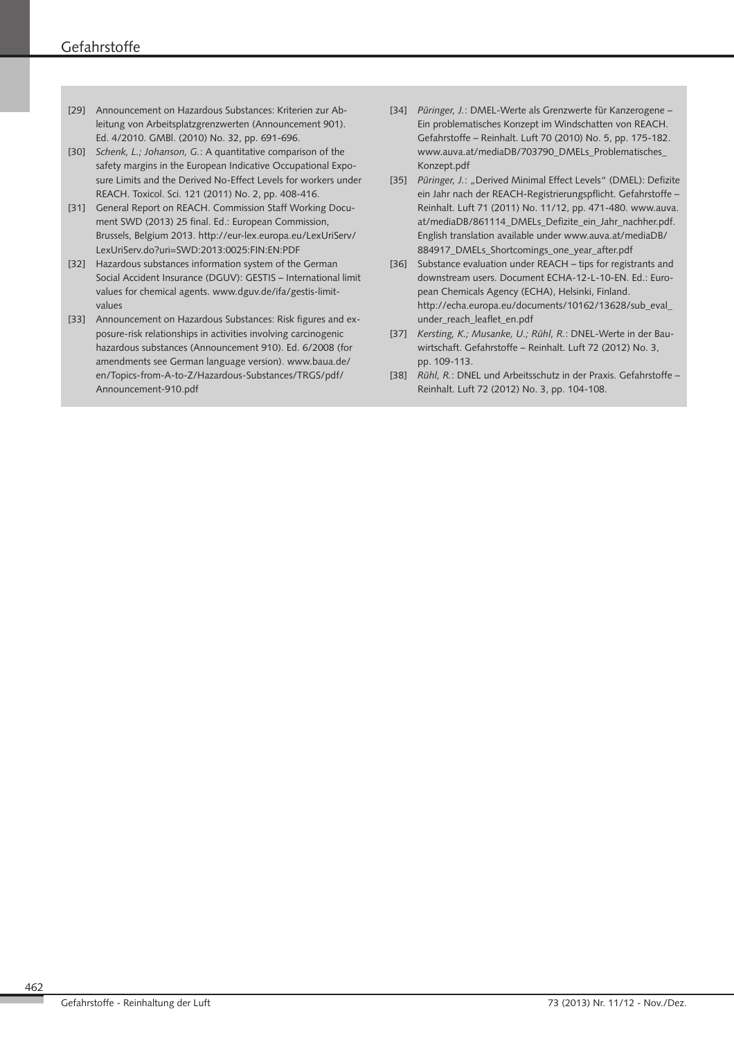[29] Announcement on Hazardous Substances: Kriterien zur Ableitung von Arbeitsplatzgrenzwerten (Announcement 901). Ed. 4/2010. GMBl. (2010) No. 32, pp. 691-696.

[30] *Schenk, L.; Johanson, G.*: A quantitative comparison of the safety margins in the European Indicative Occupational Exposure Limits and the Derived No-Effect Levels for workers under REACH. Toxicol. Sci. 121 (2011) No. 2, pp. 408-416.

[31] General Report on REACH. Commission Staff Working Document SWD (2013) 25 final. Ed.: European Commission, Brussels, Belgium 2013. http://eur-lex.europa.eu/LexUriServ/LexUriServ.do?uri=SWD:2013:0025:FIN:EN:PDF

[32] Hazardous substances information system of the German Social Accident Insurance (DGUV): GESTIS – International limit values for chemical agents. www.dguv.de/ifa/gestis-limit-values

[33] Announcement on Hazardous Substances: Risk figures and exposure-risk relationships in activities involving carcinogenic hazardous substances (Announcement 910). Ed. 6/2008 (for amendments see German language version). www.baua.de/en/Topics-from-A-to-Z/Hazardous-Substances/TRGS/pdf/Announcement-910.pdf

[34] *Püringer, J.*: DMEL-Werte als Grenzwerte für Kanzerogene – Ein problematisches Konzept im Windschatten von REACH. Gefahrstoffe – Reinhalt. Luft 70 (2010) No. 5, pp. 175-182. www.auva.at/mediaDB/703790_DMELs_Problematisches_Konzept.pdf

[35] *Püringer, J.*: „Derived Minimal Effect Levels" (DMEL): Defizite ein Jahr nach der REACH-Registrierungspflicht. Gefahrstoffe – Reinhalt. Luft 71 (2011) No. 11/12, pp. 471-480. www.auva.at/mediaDB/861114_DMELs_Defizite_ein_Jahr_nachher.pdf. English translation available under www.auva.at/mediaDB/884917_DMELs_Shortcomings_one_year_after.pdf

[36] Substance evaluation under REACH – tips for registrants and downstream users. Document ECHA-12-L-10-EN. Ed.: European Chemicals Agency (ECHA), Helsinki, Finland. http://echa.europa.eu/documents/10162/13628/sub_eval_under_reach_leaflet_en.pdf

[37] *Kersting, K.; Musanke, U.; Rühl, R.*: DNEL-Werte in der Bauwirtschaft. Gefahrstoffe – Reinhalt. Luft 72 (2012) No. 3, pp. 109-113.

[38] *Rühl, R.*: DNEL und Arbeitsschutz in der Praxis. Gefahrstoffe – Reinhalt. Luft 72 (2012) No. 3, pp. 104-108.